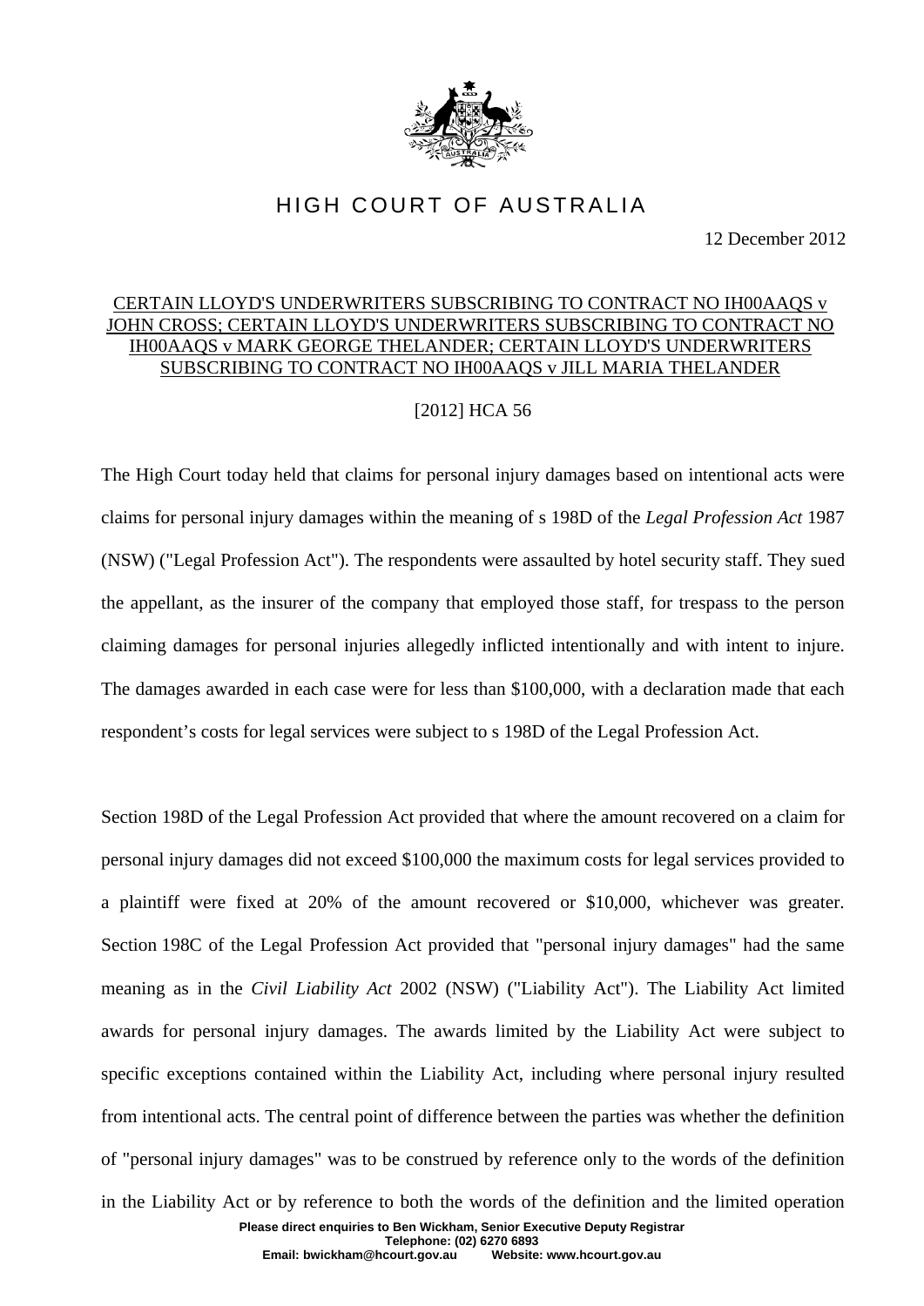# HIGH COURT OF AUSTRALIA

12 December 2012

## CERTAIN LLOYD'S UNDERWRITERS SUBSCRIBING TO CONTRACT NO IH00AAQS v JOHN CROSS; CERTAIN LLOYD'S UNDERWRITERS SUBSCRIBING TO CONTRACT NO IH00AAQS v MARK GEORGE THELANDER; CERTAIN LLOYD'S UNDERWRITERS SUBSCRIBING TO CONTRACT NO IH00AAQS v JILL MARIA THELANDER

[2012] HCA 56

The High Court today held that claims for personal injury damages based on intentional acts were claims for personal injury damages within the meaning of s 198D of the *Legal Profession Act* 1987 (NSW) ("Legal Profession Act"). The respondents were assaulted by hotel security staff. They sued the appellant, as the insurer of the company that employed those staff, for trespass to the person claiming damages for personal injuries allegedly inflicted intentionally and with intent to injure. The damages awarded in each case were for less than $100,000, with a declaration made that each respondent's costs for legal services were subject to s 198D of the Legal Profession Act.

Section 198D of the Legal Profession Act provided that where the amount recovered on a claim for personal injury damages did not exceed $100,000 the maximum costs for legal services provided to a plaintiff were fixed at 20% of the amount recovered or $10,000, whichever was greater. Section 198C of the Legal Profession Act provided that "personal injury damages" had the same meaning as in the *Civil Liability Act* 2002 (NSW) ("Liability Act"). The Liability Act limited awards for personal injury damages. The awards limited by the Liability Act were subject to specific exceptions contained within the Liability Act, including where personal injury resulted from intentional acts. The central point of difference between the parties was whether the definition of "personal injury damages" was to be construed by reference only to the words of the definition in the Liability Act or by reference to both the words of the definition and the limited operation

**Please direct enquiries to Ben Wickham, Senior Executive Deputy Registrar**
**Telephone: (02) 6270 6893**
**Email: bwickham@hcourt.gov.au Website: www.hcourt.gov.au**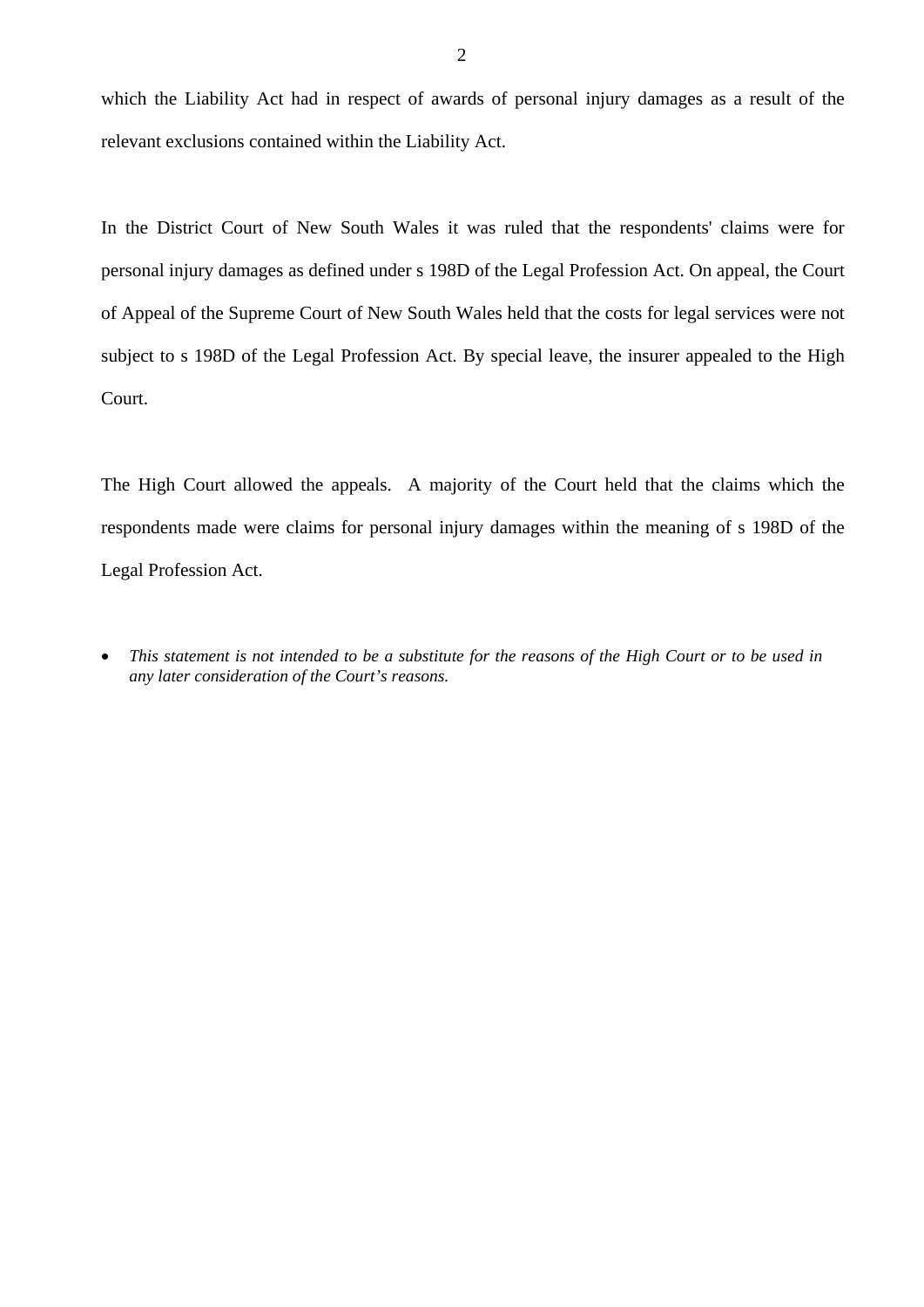which the Liability Act had in respect of awards of personal injury damages as a result of the relevant exclusions contained within the Liability Act.

In the District Court of New South Wales it was ruled that the respondents' claims were for personal injury damages as defined under s 198D of the Legal Profession Act. On appeal, the Court of Appeal of the Supreme Court of New South Wales held that the costs for legal services were not subject to s 198D of the Legal Profession Act. By special leave, the insurer appealed to the High Court.

The High Court allowed the appeals. A majority of the Court held that the claims which the respondents made were claims for personal injury damages within the meaning of s 198D of the Legal Profession Act.

- *This statement is not intended to be a substitute for the reasons of the High Court or to be used in any later consideration of the Court's reasons.*